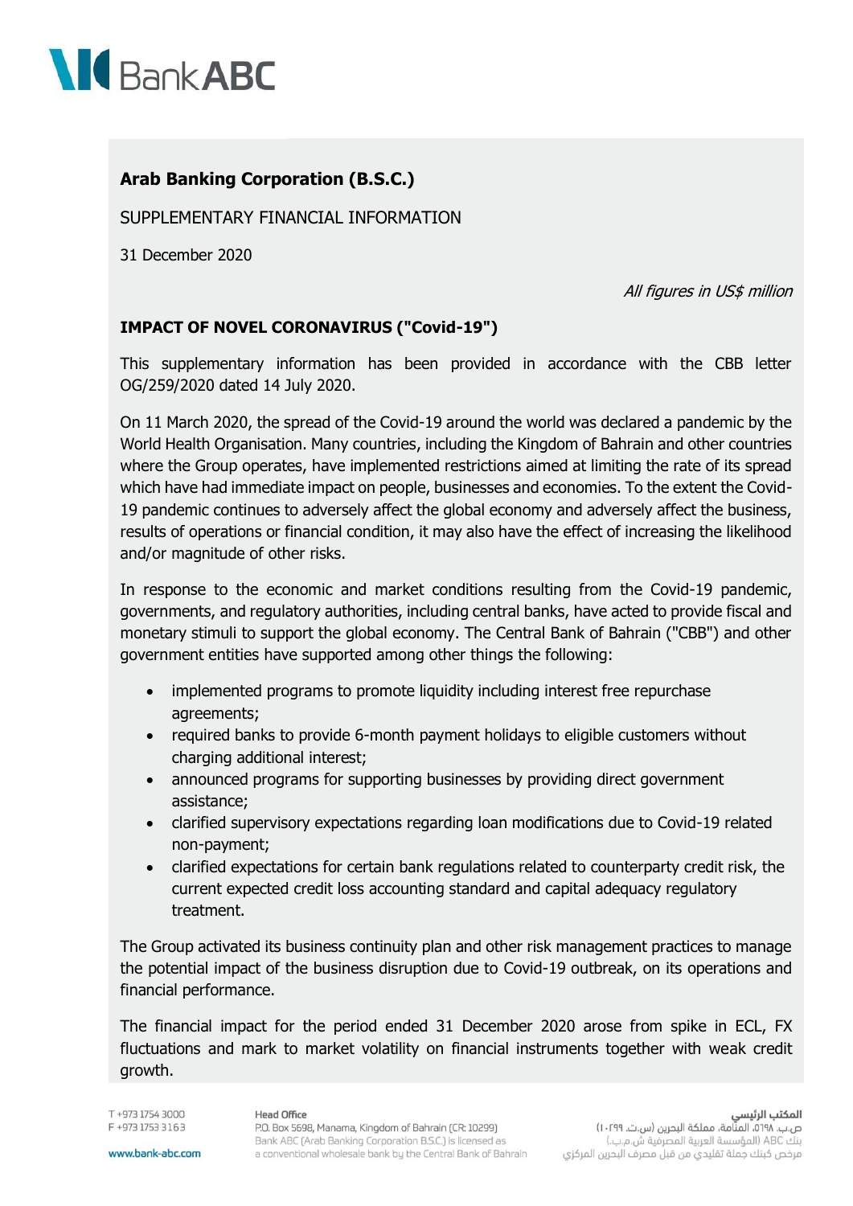**Arab Banking Corporation (B.S.C.)**

SUPPLEMENTARY FINANCIAL INFORMATION

31 December 2020

*All figures in US$ million*

**IMPACT OF NOVEL CORONAVIRUS ("Covid-19")**

This supplementary information has been provided in accordance with the CBB letter OG/259/2020 dated 14 July 2020.

On 11 March 2020, the spread of the Covid-19 around the world was declared a pandemic by the World Health Organisation. Many countries, including the Kingdom of Bahrain and other countries where the Group operates, have implemented restrictions aimed at limiting the rate of its spread which have had immediate impact on people, businesses and economies. To the extent the Covid-19 pandemic continues to adversely affect the global economy and adversely affect the business, results of operations or financial condition, it may also have the effect of increasing the likelihood and/or magnitude of other risks.

In response to the economic and market conditions resulting from the Covid-19 pandemic, governments, and regulatory authorities, including central banks, have acted to provide fiscal and monetary stimuli to support the global economy. The Central Bank of Bahrain ("CBB") and other government entities have supported among other things the following:

- implemented programs to promote liquidity including interest free repurchase agreements;
- required banks to provide 6-month payment holidays to eligible customers without charging additional interest;
- announced programs for supporting businesses by providing direct government assistance;
- clarified supervisory expectations regarding loan modifications due to Covid-19 related non-payment;
- clarified expectations for certain bank regulations related to counterparty credit risk, the current expected credit loss accounting standard and capital adequacy regulatory treatment.

The Group activated its business continuity plan and other risk management practices to manage the potential impact of the business disruption due to Covid-19 outbreak, on its operations and financial performance.

The financial impact for the period ended 31 December 2020 arose from spike in ECL, FX fluctuations and mark to market volatility on financial instruments together with weak credit growth.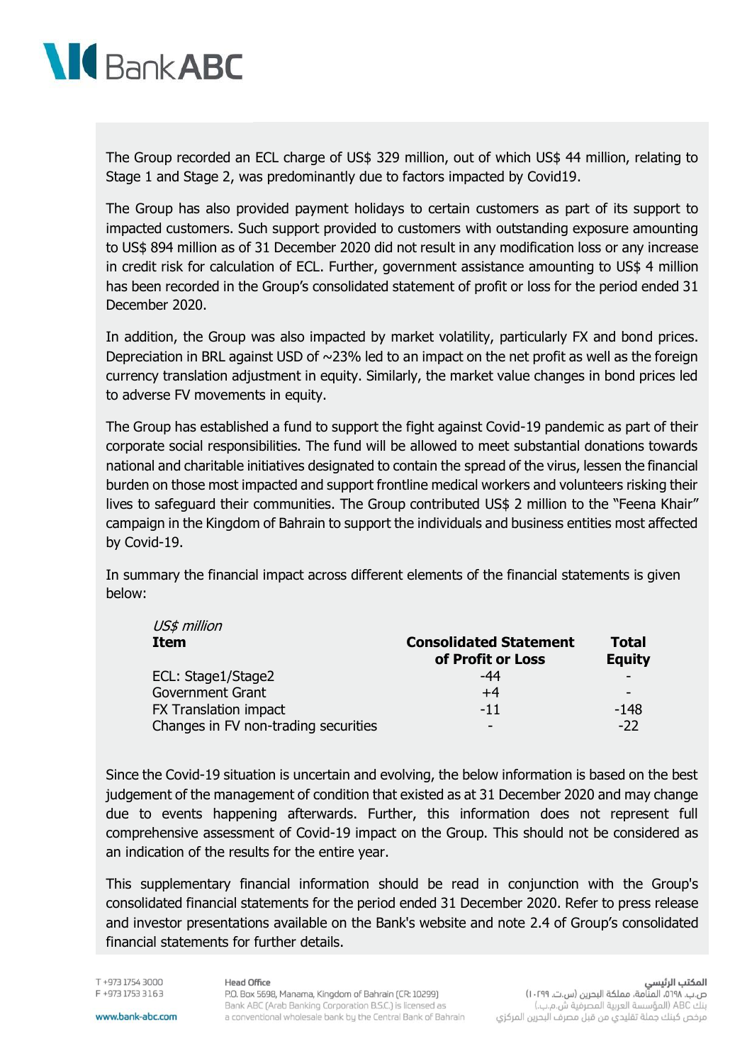The Group recorded an ECL charge of US$ 329 million, out of which US$ 44 million, relating to Stage 1 and Stage 2, was predominantly due to factors impacted by Covid19.

The Group has also provided payment holidays to certain customers as part of its support to impacted customers. Such support provided to customers with outstanding exposure amounting to US$ 894 million as of 31 December 2020 did not result in any modification loss or any increase in credit risk for calculation of ECL. Further, government assistance amounting to US$ 4 million has been recorded in the Group's consolidated statement of profit or loss for the period ended 31 December 2020.

In addition, the Group was also impacted by market volatility, particularly FX and bond prices. Depreciation in BRL against USD of ~23% led to an impact on the net profit as well as the foreign currency translation adjustment in equity. Similarly, the market value changes in bond prices led to adverse FV movements in equity.

The Group has established a fund to support the fight against Covid-19 pandemic as part of their corporate social responsibilities. The fund will be allowed to meet substantial donations towards national and charitable initiatives designated to contain the spread of the virus, lessen the financial burden on those most impacted and support frontline medical workers and volunteers risking their lives to safeguard their communities. The Group contributed US$ 2 million to the "Feena Khair" campaign in the Kingdom of Bahrain to support the individuals and business entities most affected by Covid-19.

In summary the financial impact across different elements of the financial statements is given below:

*US$ million*

| **Item** | **Consolidated Statement of Profit or Loss** | **Total Equity** |
|---|---|---|
| ECL: Stage1/Stage2 | -44 | - |
| Government Grant | +4 | - |
| FX Translation impact | -11 | -148 |
| Changes in FV non-trading securities | - | -22 |

Since the Covid-19 situation is uncertain and evolving, the below information is based on the best judgement of the management of condition that existed as at 31 December 2020 and may change due to events happening afterwards. Further, this information does not represent full comprehensive assessment of Covid-19 impact on the Group. This should not be considered as an indication of the results for the entire year.

This supplementary financial information should be read in conjunction with the Group's consolidated financial statements for the period ended 31 December 2020. Refer to press release and investor presentations available on the Bank's website and note 2.4 of Group's consolidated financial statements for further details.